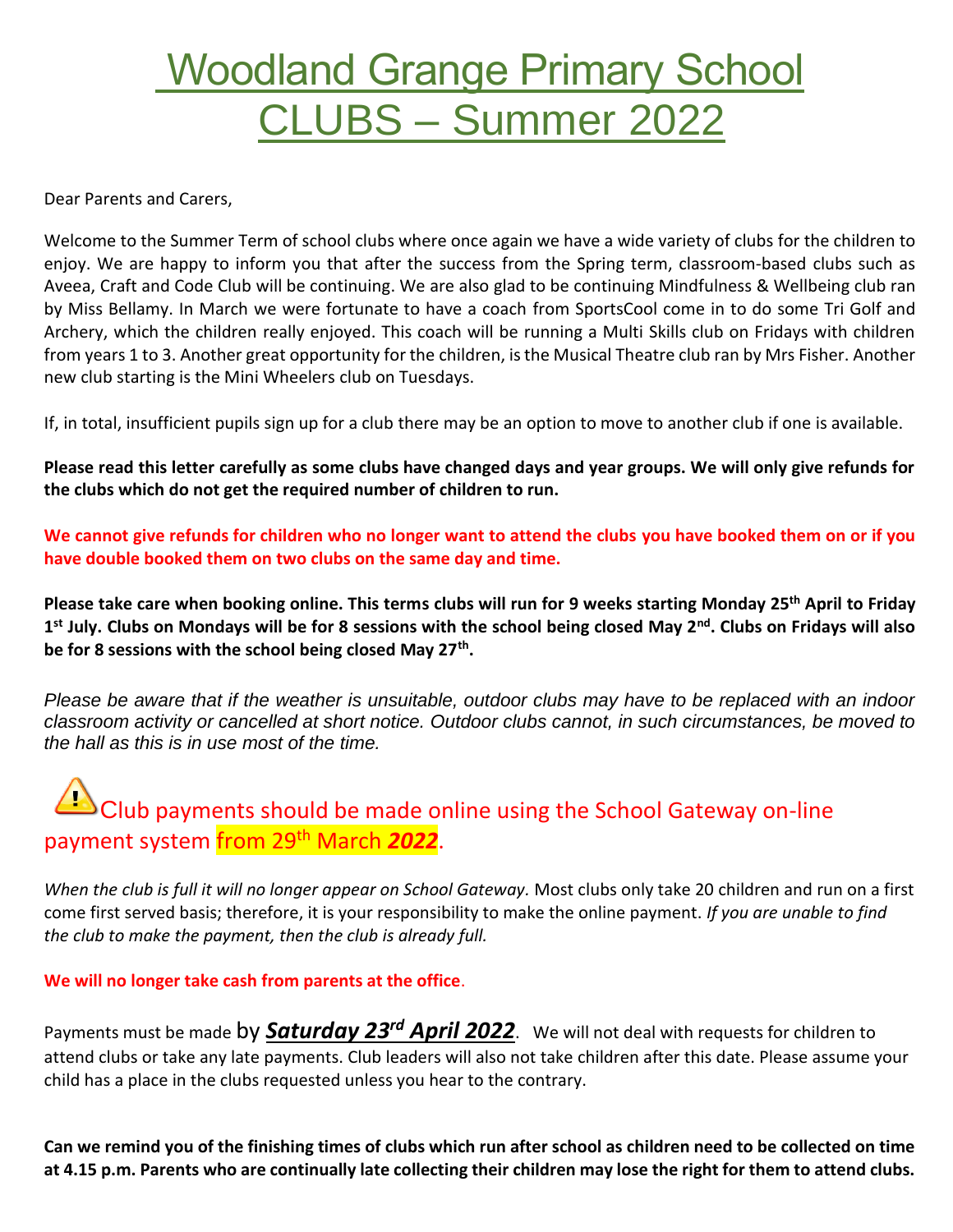# Woodland Grange Primary School CLUBS – Summer 2022

Dear Parents and Carers,

Welcome to the Summer Term of school clubs where once again we have a wide variety of clubs for the children to enjoy. We are happy to inform you that after the success from the Spring term, classroom-based clubs such as Aveea, Craft and Code Club will be continuing. We are also glad to be continuing Mindfulness & Wellbeing club ran by Miss Bellamy. In March we were fortunate to have a coach from SportsCool come in to do some Tri Golf and Archery, which the children really enjoyed. This coach will be running a Multi Skills club on Fridays with children from years 1 to 3. Another great opportunity for the children, is the Musical Theatre club ran by Mrs Fisher. Another new club starting is the Mini Wheelers club on Tuesdays.

If, in total, insufficient pupils sign up for a club there may be an option to move to another club if one is available.

**Please read this letter carefully as some clubs have changed days and year groups. We will only give refunds for the clubs which do not get the required number of children to run.**

**We cannot give refunds for children who no longer want to attend the clubs you have booked them on or if you have double booked them on two clubs on the same day and time.**

**Please take care when booking online. This terms clubs will run for 9 weeks starting Monday 25th April to Friday 1st July. Clubs on Mondays will be for 8 sessions with the school being closed May 2nd. Clubs on Fridays will also be for 8 sessions with the school being closed May 27th.**

*Please be aware that if the weather is unsuitable, outdoor clubs may have to be replaced with an indoor classroom activity or cancelled at short notice. Outdoor clubs cannot, in such circumstances, be moved to the hall as this is in use most of the time.*

## ⚠ Club payments should be made online using the School Gateway on-line payment system from 29th March ***2022***.

*When the club is full it will no longer appear on School Gateway*. Most clubs only take 20 children and run on a first come first served basis; therefore, it is your responsibility to make the online payment. *If you are unable to find the club to make the payment, then the club is already full.*

**We will no longer take cash from parents at the office.**

Payments must be made by ***Saturday 23rd April 2022***. We will not deal with requests for children to attend clubs or take any late payments. Club leaders will also not take children after this date. Please assume your child has a place in the clubs requested unless you hear to the contrary.

**Can we remind you of the finishing times of clubs which run after school as children need to be collected on time at 4.15 p.m. Parents who are continually late collecting their children may lose the right for them to attend clubs.**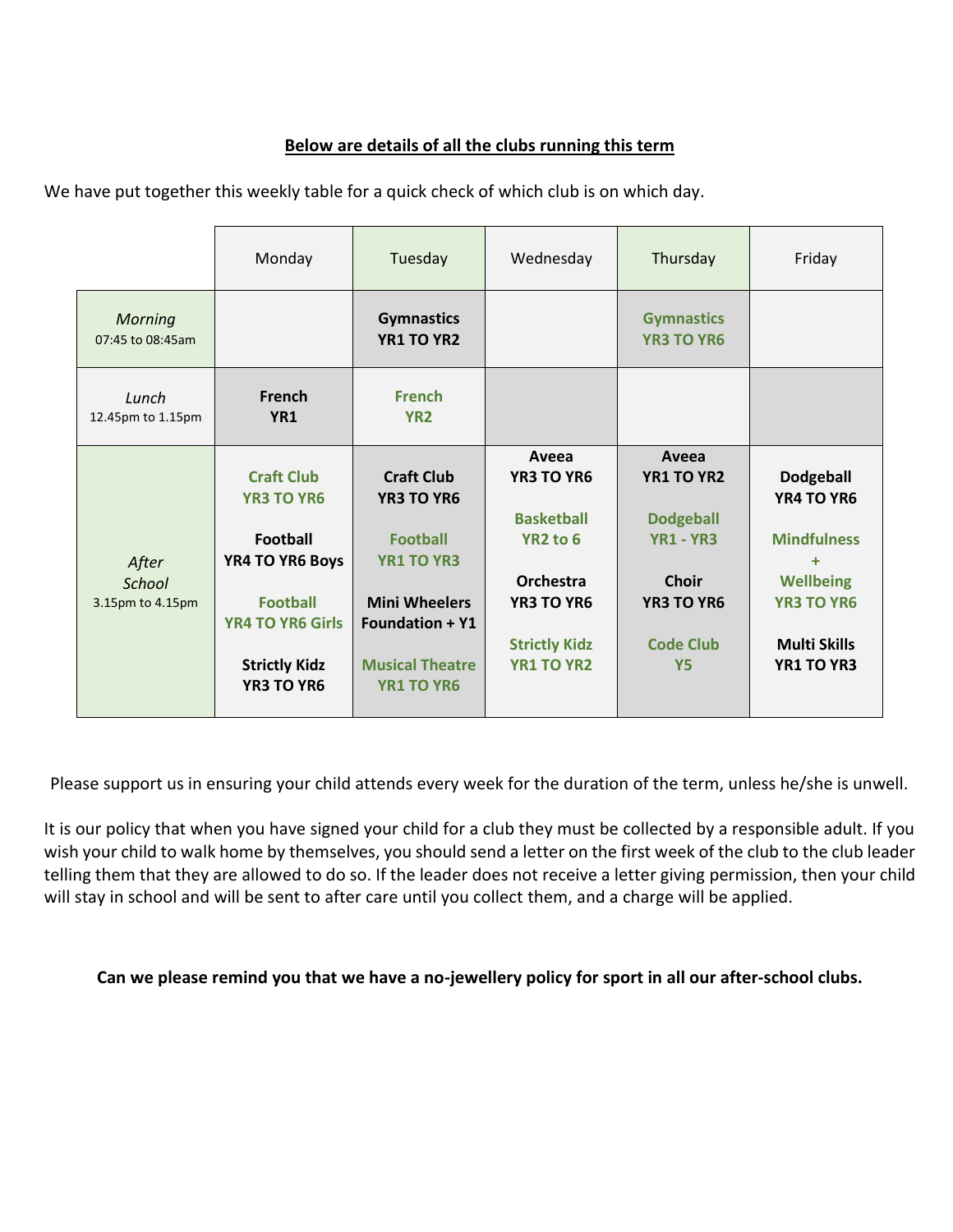**Below are details of all the clubs running this term**

We have put together this weekly table for a quick check of which club is on which day.

| | Monday | Tuesday | Wednesday | Thursday | Friday |
|---|---|---|---|---|---|
| *Morning* 07:45 to 08:45am | | **Gymnastics YR1 TO YR2** | | **Gymnastics YR3 TO YR6** | |
| *Lunch* 12.45pm to 1.15pm | **French YR1** | **French YR2** | | | |
| *After School* 3.15pm to 4.15pm | **Craft Club YR3 TO YR6**<br><br>**Football YR4 TO YR6 Boys**<br><br>**Football YR4 TO YR6 Girls**<br><br>**Strictly Kidz YR3 TO YR6** | **Craft Club YR3 TO YR6**<br><br>**Football YR1 TO YR3**<br><br>**Mini Wheelers Foundation + Y1**<br><br>**Musical Theatre YR1 TO YR6** | **Aveea YR3 TO YR6**<br><br>**Basketball YR2 to 6**<br><br>**Orchestra YR3 TO YR6**<br><br>**Strictly Kidz YR1 TO YR2** | **Aveea YR1 TO YR2**<br><br>**Dodgeball YR1 - YR3**<br><br>**Choir YR3 TO YR6**<br><br>**Code Club Y5** | **Dodgeball YR4 TO YR6**<br><br>**Mindfulness + Wellbeing YR3 TO YR6**<br><br>**Multi Skills YR1 TO YR3** |

Please support us in ensuring your child attends every week for the duration of the term, unless he/she is unwell.

It is our policy that when you have signed your child for a club they must be collected by a responsible adult. If you wish your child to walk home by themselves, you should send a letter on the first week of the club to the club leader telling them that they are allowed to do so. If the leader does not receive a letter giving permission, then your child will stay in school and will be sent to after care until you collect them, and a charge will be applied.

**Can we please remind you that we have a no-jewellery policy for sport in all our after-school clubs.**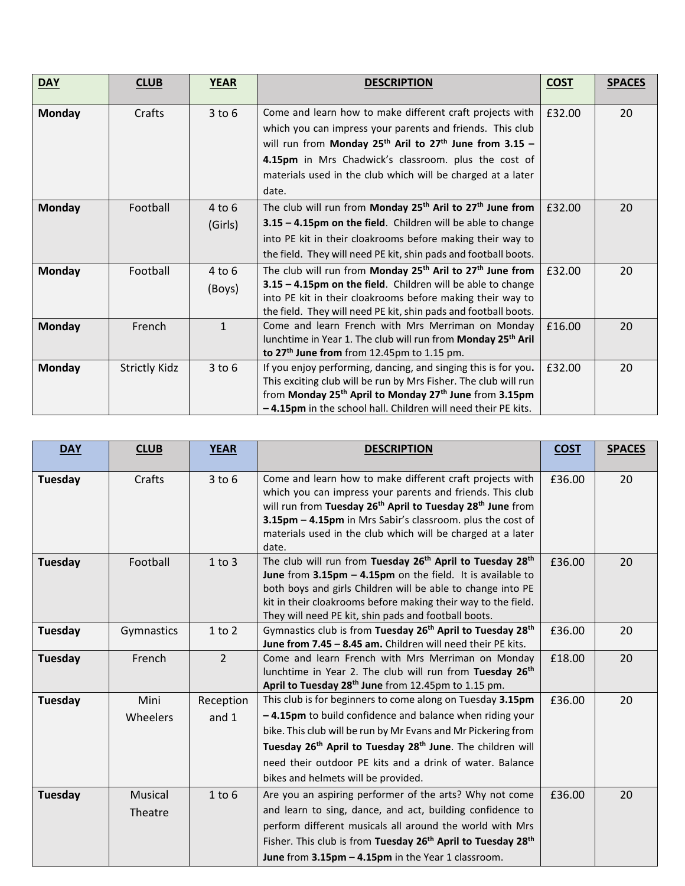| DAY | CLUB | YEAR | DESCRIPTION | COST | SPACES |
|---|---|---|---|---|---|
| **Monday** | Crafts | 3 to 6 | Come and learn how to make different craft projects with which you can impress your parents and friends. This club will run from **Monday 25th Aril to 27th June from 3.15 – 4.15pm** in Mrs Chadwick's classroom. plus the cost of materials used in the club which will be charged at a later date. | £32.00 | 20 |
| **Monday** | Football | 4 to 6 (Girls) | The club will run from **Monday 25th Aril to 27th June from 3.15 – 4.15pm on the field**. Children will be able to change into PE kit in their cloakrooms before making their way to the field. They will need PE kit, shin pads and football boots. | £32.00 | 20 |
| **Monday** | Football | 4 to 6 (Boys) | The club will run from **Monday 25th Aril to 27th June from 3.15 – 4.15pm on the field**. Children will be able to change into PE kit in their cloakrooms before making their way to the field. They will need PE kit, shin pads and football boots. | £32.00 | 20 |
| **Monday** | French | 1 | Come and learn French with Mrs Merriman on Monday lunchtime in Year 1. The club will run from **Monday 25th Aril to 27th June from** from 12.45pm to 1.15 pm. | £16.00 | 20 |
| **Monday** | Strictly Kidz | 3 to 6 | If you enjoy performing, dancing, and singing this is for you**.** This exciting club will be run by Mrs Fisher. The club will run from **Monday 25th April to Monday 27th June** from **3.15pm – 4.15pm** in the school hall. Children will need their PE kits. | £32.00 | 20 |

| DAY | CLUB | YEAR | DESCRIPTION | COST | SPACES |
|---|---|---|---|---|---|
| **Tuesday** | Crafts | 3 to 6 | Come and learn how to make different craft projects with which you can impress your parents and friends. This club will run from **Tuesday 26th April to Tuesday 28th June** from **3.15pm – 4.15pm** in Mrs Sabir's classroom. plus the cost of materials used in the club which will be charged at a later date. | £36.00 | 20 |
| **Tuesday** | Football | 1 to 3 | The club will run from **Tuesday 26th April to Tuesday 28th June** from **3.15pm – 4.15pm** on the field. It is available to both boys and girls Children will be able to change into PE kit in their cloakrooms before making their way to the field. They will need PE kit, shin pads and football boots. | £36.00 | 20 |
| **Tuesday** | Gymnastics | 1 to 2 | Gymnastics club is from **Tuesday 26th April to Tuesday 28th June from 7.45 – 8.45 am.** Children will need their PE kits. | £36.00 | 20 |
| **Tuesday** | French | 2 | Come and learn French with Mrs Merriman on Monday lunchtime in Year 2. The club will run from **Tuesday 26th April to Tuesday 28th June** from 12.45pm to 1.15 pm. | £18.00 | 20 |
| **Tuesday** | Mini Wheelers | Reception and 1 | This club is for beginners to come along on Tuesday **3.15pm – 4.15pm** to build confidence and balance when riding your bike. This club will be run by Mr Evans and Mr Pickering from **Tuesday 26th April to Tuesday 28th June**. The children will need their outdoor PE kits and a drink of water. Balance bikes and helmets will be provided. | £36.00 | 20 |
| **Tuesday** | Musical Theatre | 1 to 6 | Are you an aspiring performer of the arts? Why not come and learn to sing, dance, and act, building confidence to perform different musicals all around the world with Mrs Fisher. This club is from **Tuesday 26th April to Tuesday 28th June** from **3.15pm – 4.15pm** in the Year 1 classroom. | £36.00 | 20 |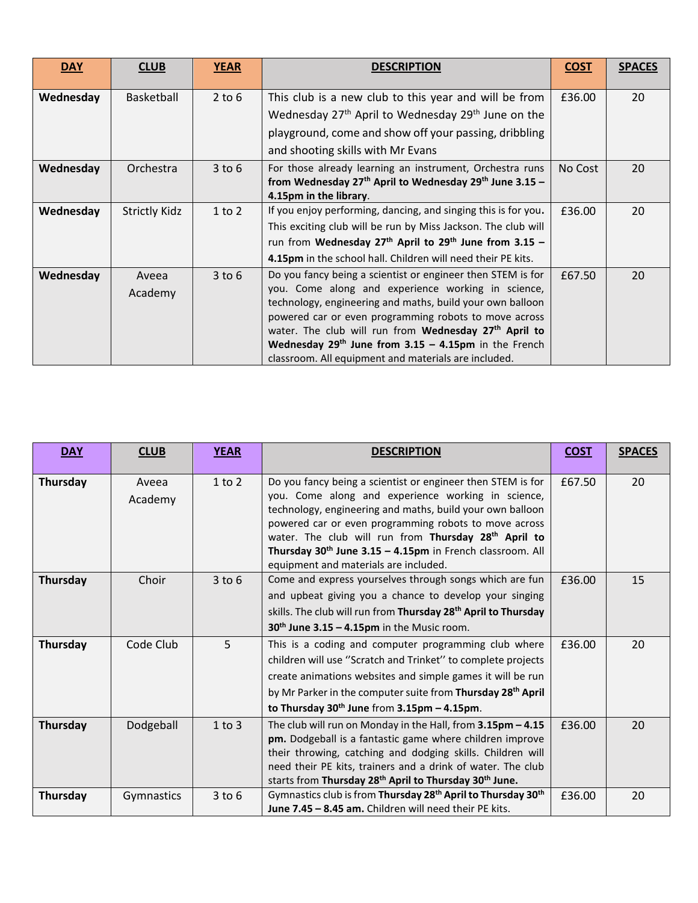| DAY | CLUB | YEAR | DESCRIPTION | COST | SPACES |
|---|---|---|---|---|---|
| **Wednesday** | Basketball | 2 to 6 | This club is a new club to this year and will be from Wednesday 27th April to Wednesday 29th June on the playground, come and show off your passing, dribbling and shooting skills with Mr Evans | £36.00 | 20 |
| **Wednesday** | Orchestra | 3 to 6 | For those already learning an instrument, Orchestra runs **from Wednesday 27th April to Wednesday 29th June 3.15 – 4.15pm in the library**. | No Cost | 20 |
| **Wednesday** | Strictly Kidz | 1 to 2 | If you enjoy performing, dancing, and singing this is for you**.** This exciting club will be run by Miss Jackson. The club will run from **Wednesday 27th April to 29th June from 3.15 – 4.15pm** in the school hall. Children will need their PE kits. | £36.00 | 20 |
| **Wednesday** | Aveea Academy | 3 to 6 | Do you fancy being a scientist or engineer then STEM is for you. Come along and experience working in science, technology, engineering and maths, build your own balloon powered car or even programming robots to move across water. The club will run from **Wednesday 27th April to Wednesday 29th June from 3.15 – 4.15pm** in the French classroom. All equipment and materials are included. | £67.50 | 20 |

| DAY | CLUB | YEAR | DESCRIPTION | COST | SPACES |
|---|---|---|---|---|---|
| **Thursday** | Aveea Academy | 1 to 2 | Do you fancy being a scientist or engineer then STEM is for you. Come along and experience working in science, technology, engineering and maths, build your own balloon powered car or even programming robots to move across water. The club will run from **Thursday 28th April to Thursday 30th June 3.15 – 4.15pm** in French classroom. All equipment and materials are included. | £67.50 | 20 |
| **Thursday** | Choir | 3 to 6 | Come and express yourselves through songs which are fun and upbeat giving you a chance to develop your singing skills. The club will run from **Thursday 28th April to Thursday 30th June 3.15 – 4.15pm** in the Music room. | £36.00 | 15 |
| **Thursday** | Code Club | 5 | This is a coding and computer programming club where children will use ''Scratch and Trinket'' to complete projects create animations websites and simple games it will be run by Mr Parker in the computer suite from **Thursday 28th April to Thursday 30th June** from **3.15pm – 4.15pm**. | £36.00 | 20 |
| **Thursday** | Dodgeball | 1 to 3 | The club will run on Monday in the Hall, from **3.15pm – 4.15 pm.** Dodgeball is a fantastic game where children improve their throwing, catching and dodging skills. Children will need their PE kits, trainers and a drink of water. The club starts from **Thursday 28th April to Thursday 30th June.** | £36.00 | 20 |
| **Thursday** | Gymnastics | 3 to 6 | Gymnastics club is from **Thursday 28th April to Thursday 30th June 7.45 – 8.45 am.** Children will need their PE kits. | £36.00 | 20 |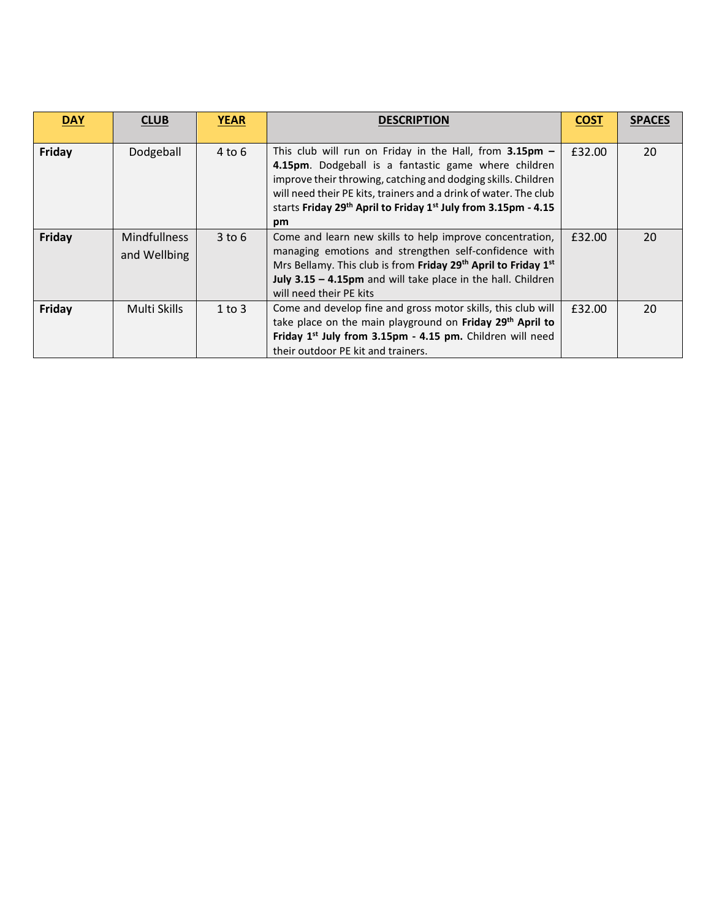| DAY | CLUB | YEAR | DESCRIPTION | COST | SPACES |
| --- | --- | --- | --- | --- | --- |
| **Friday** | Dodgeball | 4 to 6 | This club will run on Friday in the Hall, from **3.15pm – 4.15pm**. Dodgeball is a fantastic game where children improve their throwing, catching and dodging skills. Children will need their PE kits, trainers and a drink of water. The club starts **Friday 29th April to Friday 1st July from 3.15pm - 4.15 pm** | £32.00 | 20 |
| **Friday** | Mindfullness and Wellbing | 3 to 6 | Come and learn new skills to help improve concentration, managing emotions and strengthen self-confidence with Mrs Bellamy. This club is from **Friday 29th April to Friday 1st July 3.15 – 4.15pm** and will take place in the hall. Children will need their PE kits | £32.00 | 20 |
| **Friday** | Multi Skills | 1 to 3 | Come and develop fine and gross motor skills, this club will take place on the main playground on **Friday 29th April to Friday 1st July from 3.15pm - 4.15 pm.** Children will need their outdoor PE kit and trainers. | £32.00 | 20 |